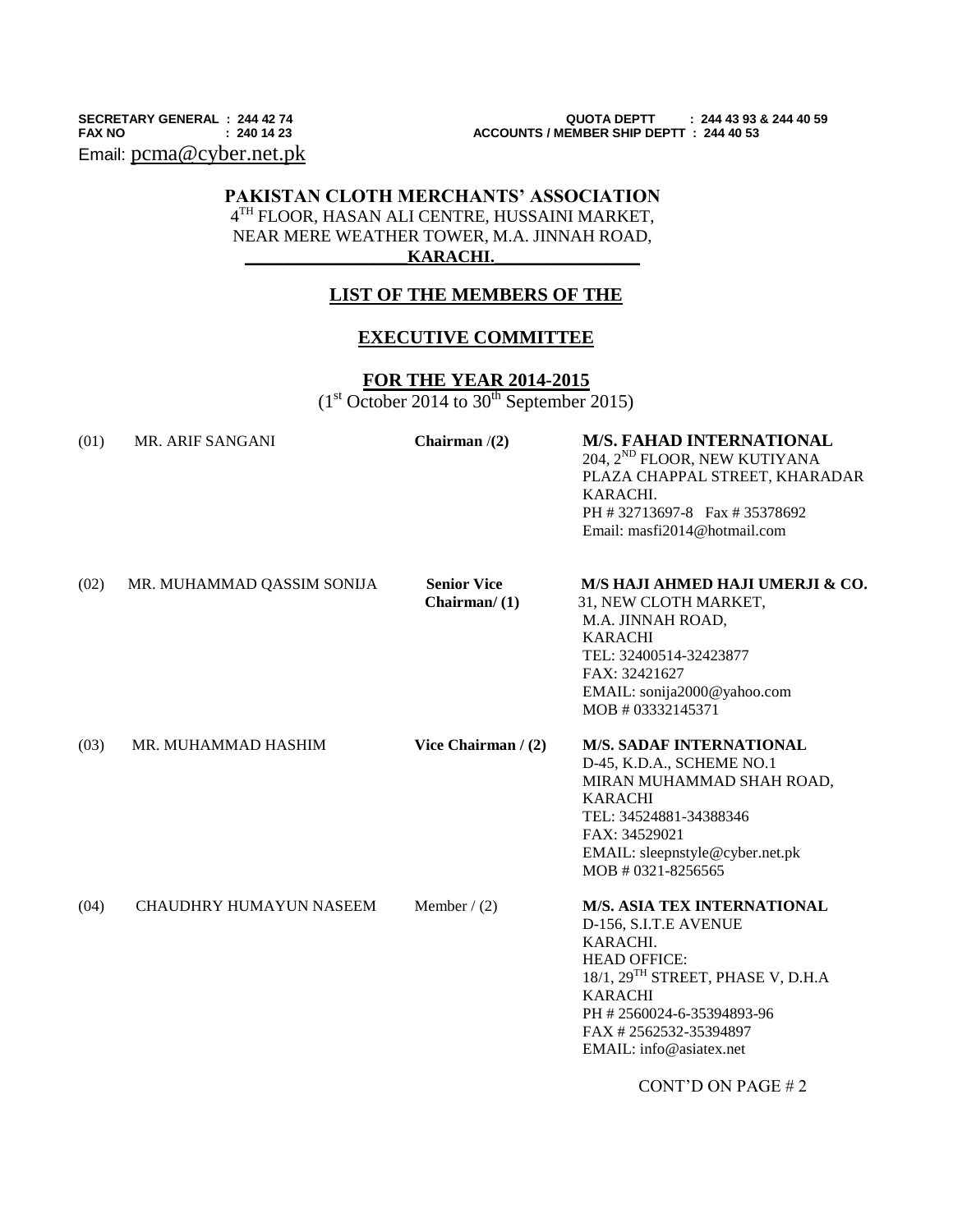SECRETARY GENERAL : 244 42 74
FAX NO : 240 14 23
Email: pcma@cyber.net.pk

QUOTA DEPTT : 244 43 93 & 244 40 59
ACCOUNTS / MEMBER SHIP DEPTT : 244 40 53

# PAKISTAN CLOTH MERCHANTS' ASSOCIATION

4TH FLOOR, HASAN ALI CENTRE, HUSSAINI MARKET,
NEAR MERE WEATHER TOWER, M.A. JINNAH ROAD,
**KARACHI.**

## LIST OF THE MEMBERS OF THE

## EXECUTIVE COMMITTEE

## FOR THE YEAR 2014-2015

(1st October 2014 to 30th September 2015)

| No. | Name | Designation | Firm / Address |
|---|---|---|---|
| (01) | MR. ARIF SANGANI | **Chairman /(2)** | **M/S. FAHAD INTERNATIONAL**<br>204, 2ND FLOOR, NEW KUTIYANA PLAZA CHAPPAL STREET, KHARADAR KARACHI.<br>PH # 32713697-8 Fax # 35378692<br>Email: masfi2014@hotmail.com |
| (02) | MR. MUHAMMAD QASSIM SONIJA | **Senior Vice Chairman/ (1)** | **M/S HAJI AHMED HAJI UMERJI & CO.**<br>31, NEW CLOTH MARKET, M.A. JINNAH ROAD, KARACHI<br>TEL: 32400514-32423877<br>FAX: 32421627<br>EMAIL: sonija2000@yahoo.com<br>MOB # 03332145371 |
| (03) | MR. MUHAMMAD HASHIM | **Vice Chairman / (2)** | **M/S. SADAF INTERNATIONAL**<br>D-45, K.D.A., SCHEME NO.1 MIRAN MUHAMMAD SHAH ROAD, KARACHI<br>TEL: 34524881-34388346<br>FAX: 34529021<br>EMAIL: sleepnstyle@cyber.net.pk<br>MOB # 0321-8256565 |
| (04) | CHAUDHRY HUMAYUN NASEEM | Member / (2) | **M/S. ASIA TEX INTERNATIONAL**<br>D-156, S.I.T.E AVENUE KARACHI.<br>HEAD OFFICE:<br>18/1, 29TH STREET, PHASE V, D.H.A KARACHI<br>PH # 2560024-6-35394893-96<br>FAX # 2562532-35394897<br>EMAIL: info@asiatex.net |

CONT'D ON PAGE # 2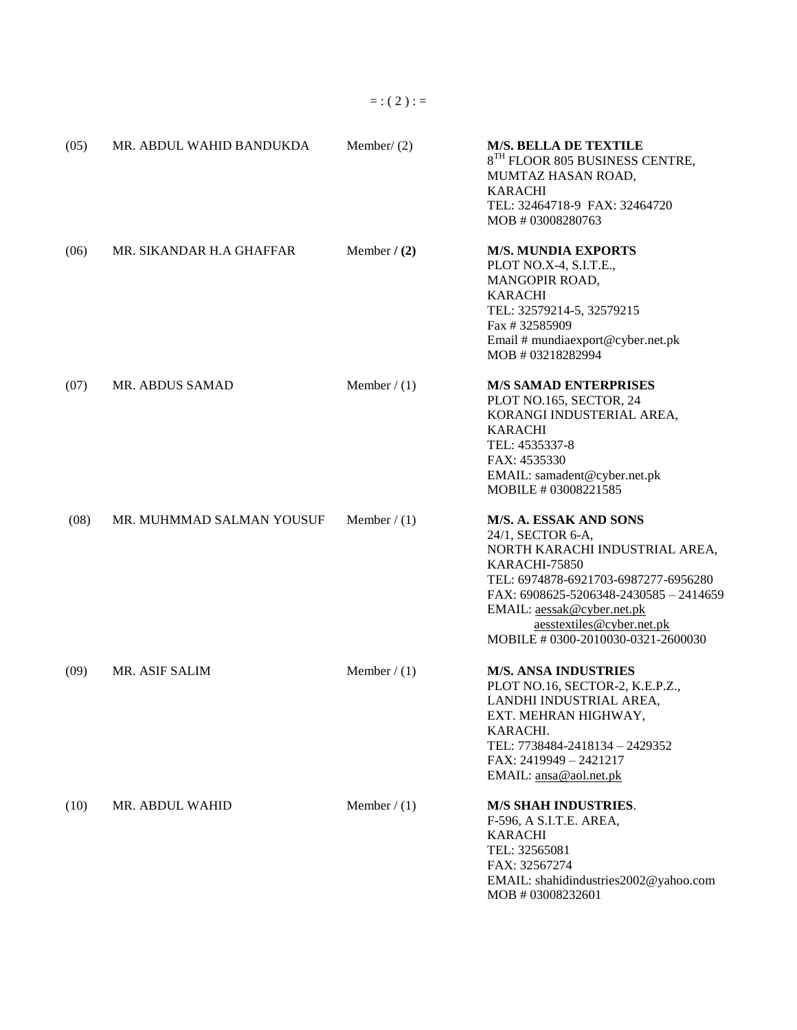| | | | |
|---|---|---|---|
| (05) | MR. ABDUL WAHID BANDUKDA | Member/ (2) | **M/S. BELLA DE TEXTILE**<br>8[TH] FLOOR 805 BUSINESS CENTRE,<br>MUMTAZ HASAN ROAD,<br>KARACHI<br>TEL: 32464718-9 FAX: 32464720<br>MOB # 03008280763 |
| (06) | MR. SIKANDAR H.A GHAFFAR | Member **/ (2)** | **M/S. MUNDIA EXPORTS**<br>PLOT NO.X-4, S.I.T.E.,<br>MANGOPIR ROAD,<br>KARACHI<br>TEL: 32579214-5, 32579215<br>Fax # 32585909<br>Email # mundiaexport@cyber.net.pk<br>MOB # 03218282994 |
| (07) | MR. ABDUS SAMAD | Member / (1) | **M/S SAMAD ENTERPRISES**<br>PLOT NO.165, SECTOR, 24<br>KORANGI INDUSTERIAL AREA,<br>KARACHI<br>TEL: 4535337-8<br>FAX: 4535330<br>EMAIL: samadent@cyber.net.pk<br>MOBILE # 03008221585 |
| (08) | MR. MUHMMAD SALMAN YOUSUF | Member / (1) | **M/S. A. ESSAK AND SONS**<br>24/1, SECTOR 6-A,<br>NORTH KARACHI INDUSTRIAL AREA,<br>KARACHI-75850<br>TEL: 6974878-6921703-6987277-6956280<br>FAX: 6908625-5206348-2430585 – 2414659<br>EMAIL: aessak@cyber.net.pk<br>aesstextiles@cyber.net.pk<br>MOBILE # 0300-2010030-0321-2600030 |
| (09) | MR. ASIF SALIM | Member / (1) | **M/S. ANSA INDUSTRIES**<br>PLOT NO.16, SECTOR-2, K.E.P.Z.,<br>LANDHI INDUSTRIAL AREA,<br>EXT. MEHRAN HIGHWAY,<br>KARACHI.<br>TEL: 7738484-2418134 – 2429352<br>FAX: 2419949 – 2421217<br>EMAIL: ansa@aol.net.pk |
| (10) | MR. ABDUL WAHID | Member / (1) | **M/S SHAH INDUSTRIES**.<br>F-596, A S.I.T.E. AREA,<br>KARACHI<br>TEL: 32565081<br>FAX: 32567274<br>EMAIL: shahidindustries2002@yahoo.com<br>MOB # 03008232601 |